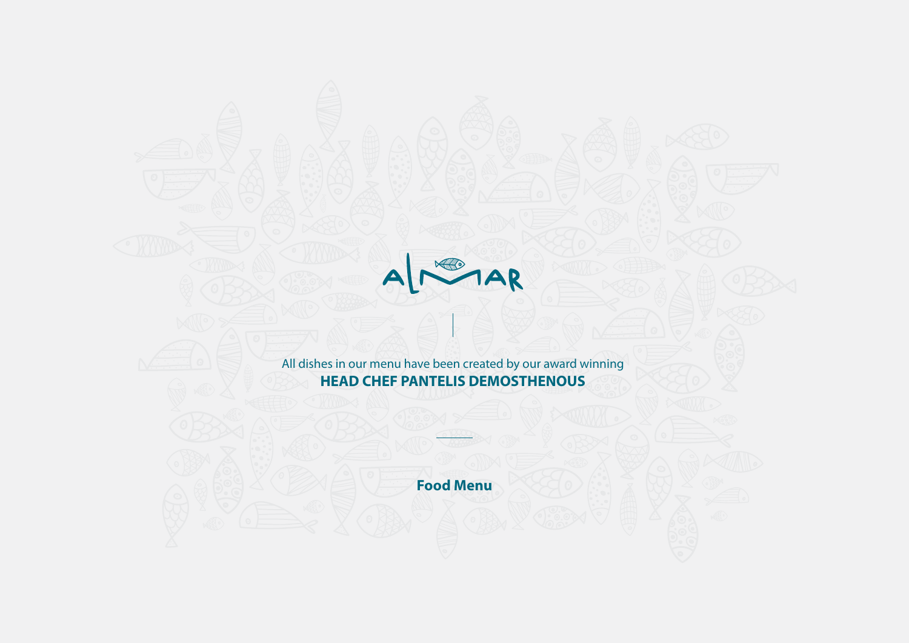# ALMAR

All dishes in our menu have been created by our award winning

**HEAD CHEF PANTELIS DEMOSTHENOUS**

## Food Menu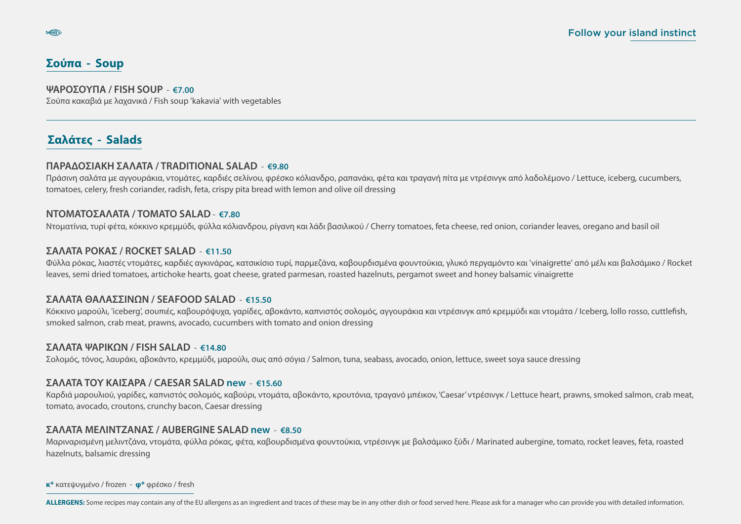## Σούπα - Soup

**ΨΑΡΟΣΟΥΠΑ / FISH SOUP** - **€7.00**
Σούπα κακαβιά με λαχανικά / Fish soup 'kakavia' with vegetables

---

## Σαλάτες - Salads

**ΠΑΡΑΔΟΣΙΑΚΗ ΣΑΛΑΤΑ / TRADITIONAL SALAD** - **€9.80**
Πράσινη σαλάτα με αγγουράκια, ντομάτες, καρδιές σελίνου, φρέσκο κόλιανδρο, ραπανάκι, φέτα και τραγανή πίτα με ντρέσινγκ από λαδολέμονο / Lettuce, iceberg, cucumbers, tomatoes, celery, fresh coriander, radish, feta, crispy pita bread with lemon and olive oil dressing

**ΝΤΟΜΑΤΟΣΑΛΑΤΑ / TOMATO SALAD** - **€7.80**
Ντοματίνια, τυρί φέτα, κόκκινο κρεμμύδι, φύλλα κόλιανδρου, ρίγανη και λάδι βασιλικού / Cherry tomatoes, feta cheese, red onion, coriander leaves, oregano and basil oil

**ΣΑΛΑΤΑ ΡΟΚΑΣ / ROCKET SALAD** - **€11.50**
Φύλλα ρόκας, λιαστές ντομάτες, καρδιές αγκινάρας, κατσικίσιο τυρί, παρμεζάνα, καβουρδισμένα φουντούκια, γλυκό περγαμόντο και 'vinaigrette' από μέλι και βαλσάμικο / Rocket leaves, semi dried tomatoes, artichoke hearts, goat cheese, grated parmesan, roasted hazelnuts, pergamot sweet and honey balsamic vinaigrette

**ΣΑΛΑΤΑ ΘΑΛΑΣΣΙΝΩΝ / SEAFOOD SALAD** - **€15.50**
Κόκκινο μαρούλι, 'iceberg', σουπιές, καβουρόψυχα, γαρίδες, αβοκάντο, καπνιστός σολομός, αγγουράκια και ντρέσινγκ από κρεμμύδι και ντομάτα / Iceberg, lollo rosso, cuttlefish, smoked salmon, crab meat, prawns, avocado, cucumbers with tomato and onion dressing

**ΣΑΛΑΤΑ ΨΑΡΙΚΩΝ / FISH SALAD** - **€14.80**
Σολομός, τόνος, λαυράκι, αβοκάντο, κρεμμύδι, μαρούλι, σως από σόγια / Salmon, tuna, seabass, avocado, onion, lettuce, sweet soya sauce dressing

**ΣΑΛΑΤΑ ΤΟΥ ΚΑΙΣΑΡΑ / CAESAR SALAD new** - **€15.60**
Καρδιά μαρουλιού, γαρίδες, καπνιστός σολομός, καβούρι, ντομάτα, αβοκάντο, κρουτόνια, τραγανό μπέικον, 'Caesar' ντρέσινγκ / Lettuce heart, prawns, smoked salmon, crab meat, tomato, avocado, croutons, crunchy bacon, Caesar dressing

**ΣΑΛΑΤΑ ΜΕΛΙΝΤΖΑΝΑΣ / AUBERGINE SALAD new** - **€8.50**
Μαριναρισμένη μελιντζάνα, ντομάτα, φύλλα ρόκας, φέτα, καβουρδισμένα φουντούκια, ντρέσινγκ με βαλσάμικο ξύδι / Marinated aubergine, tomato, rocket leaves, feta, roasted hazelnuts, balsamic dressing

**κ*** κατεψυγμένο / frozen - **φ*** φρέσκο / fresh

**ALLERGENS:** Some recipes may contain any of the EU allergens as an ingredient and traces of these may be in any other dish or food served here. Please ask for a manager who can provide you with detailed information.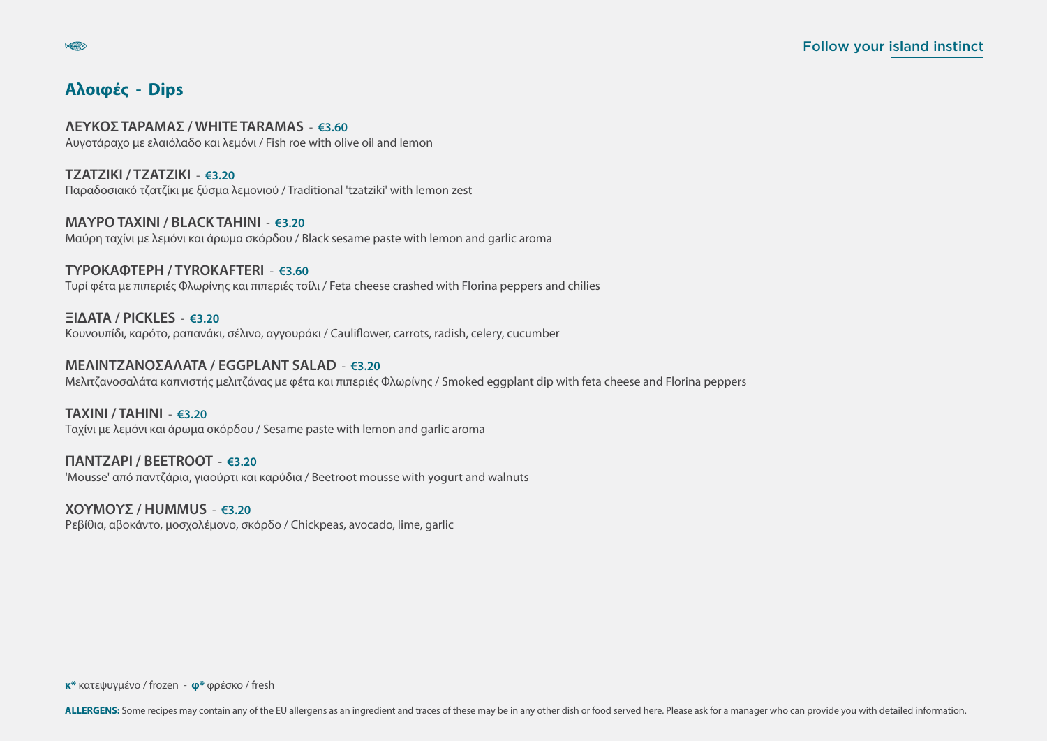## Αλοιφές - Dips

**ΛΕΥΚΟΣ ΤΑΡΑΜΑΣ / WHITE TARAMAS** - **€3.60**
Αυγοτάραχο με ελαιόλαδο και λεμόνι / Fish roe with olive oil and lemon

**ΤΖΑΤΖΙΚΙ / TZATZIKI** - **€3.20**
Παραδοσιακό τζατζίκι με ξύσμα λεμονιού / Traditional 'tzatziki' with lemon zest

**ΜΑΥΡΟ ΤΑΧΙΝΙ / BLACK TAHINI** - **€3.20**
Μαύρη ταχίνι με λεμόνι και άρωμα σκόρδου / Black sesame paste with lemon and garlic aroma

**ΤΥΡΟΚΑΦΤΕΡΗ / TYROKAFTERI** - **€3.60**
Τυρί φέτα με πιπεριές Φλωρίνης και πιπεριές τσίλι / Feta cheese crashed with Florina peppers and chilies

**ΞΙΔΑΤΑ / PICKLES** - **€3.20**
Κουνουπίδι, καρότο, ραπανάκι, σέλινο, αγγουράκι / Cauliflower, carrots, radish, celery, cucumber

**ΜΕΛΙΝΤΖΑΝΟΣΑΛΑΤΑ / EGGPLANT SALAD** - **€3.20**
Μελιτζανοσαλάτα καπνιστής μελιτζάνας με φέτα και πιπεριές Φλωρίνης / Smoked eggplant dip with feta cheese and Florina peppers

**ΤΑΧΙΝΙ / TAHINI** - **€3.20**
Ταχίνι με λεμόνι και άρωμα σκόρδου / Sesame paste with lemon and garlic aroma

**ΠΑΝΤΖΑΡΙ / BEETROOT** - **€3.20**
'Mousse' από παντζάρια, γιαούρτι και καρύδια / Beetroot mousse with yogurt and walnuts

**ΧΟΥΜΟΥΣ / HUMMUS** - **€3.20**
Ρεβίθια, αβοκάντο, μοσχολέμονο, σκόρδο / Chickpeas, avocado, lime, garlic

**κ*** κατεψυγμένο / frozen - **φ*** φρέσκο / fresh

**ALLERGENS:** Some recipes may contain any of the EU allergens as an ingredient and traces of these may be in any other dish or food served here. Please ask for a manager who can provide you with detailed information.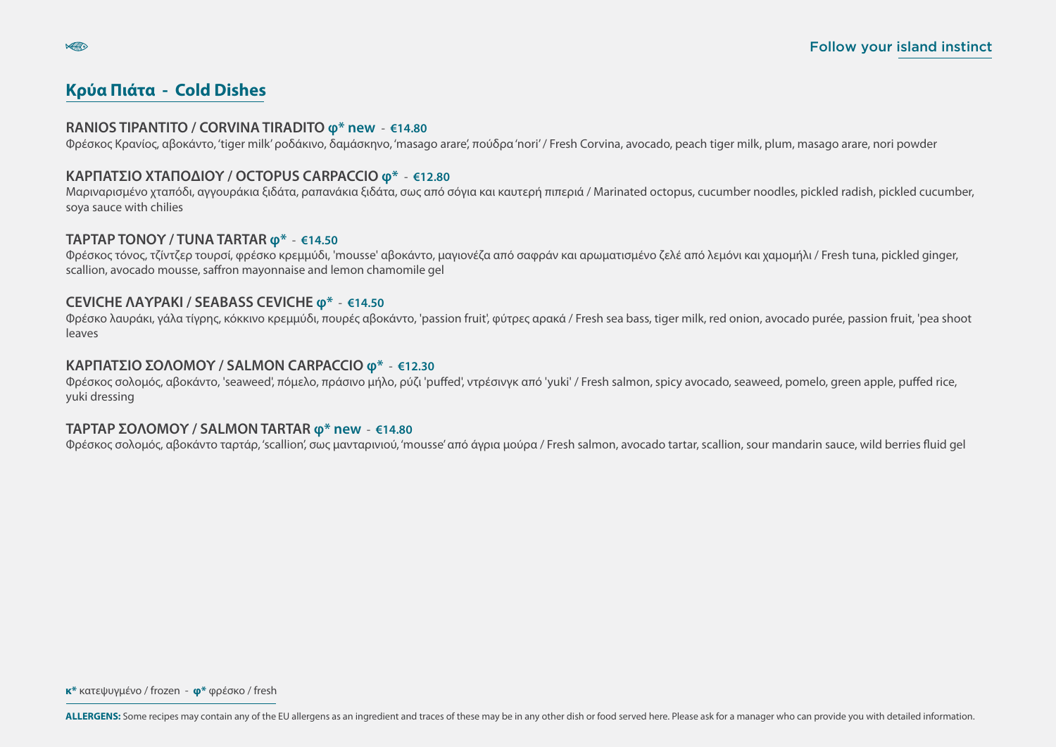## Κρύα Πιάτα - Cold Dishes

**RANIOS TIPANTITO / CORVINA TIRADITO φ* new - €14.80**

Φρέσκος Κρανίος, αβοκάντο, 'tiger milk' ροδάκινο, δαμάσκηνο, 'masago arare', πούδρα 'nori' / Fresh Corvina, avocado, peach tiger milk, plum, masago arare, nori powder

**ΚΑΡΠΑΤΣΙΟ ΧΤΑΠΟΔΙΟΥ / OCTOPUS CARPACCIO φ* - €12.80**

Μαριναρισμένο χταπόδι, αγγουράκια ξιδάτα, ραπανάκια ξιδάτα, σως από σόγια και καυτερή πιπεριά / Marinated octopus, cucumber noodles, pickled radish, pickled cucumber, soya sauce with chilies

**ΤΑΡΤΑΡ ΤΟΝΟΥ / TUNA TARTAR φ* - €14.50**

Φρέσκος τόνος, τζίντζερ τουρσί, φρέσκο κρεμμύδι, 'mousse' αβοκάντο, μαγιονέζα από σαφράν και αρωματισμένο ζελέ από λεμόνι και χαμομήλι / Fresh tuna, pickled ginger, scallion, avocado mousse, saffron mayonnaise and lemon chamomile gel

**CEVICHE ΛΑΥΡΑΚΙ / SEABASS CEVICHE φ* - €14.50**

Φρέσκο λαυράκι, γάλα τίγρης, κόκκινο κρεμμύδι, πουρές αβοκάντο, 'passion fruit', φύτρες αρακά / Fresh sea bass, tiger milk, red onion, avocado purée, passion fruit, 'pea shoot leaves

**ΚΑΡΠΑΤΣΙΟ ΣΟΛΟΜΟΥ / SALMON CARPACCIO φ* - €12.30**

Φρέσκος σολομός, αβοκάντο, 'seaweed', πόμελο, πράσινο μήλο, ρύζι 'puffed', ντρέσινγκ από 'yuki' / Fresh salmon, spicy avocado, seaweed, pomelo, green apple, puffed rice, yuki dressing

**ΤΑΡΤΑΡ ΣΟΛΟΜΟΥ / SALMON TARTAR φ* new - €14.80**

Φρέσκος σολομός, αβοκάντο ταρτάρ, 'scallion', σως μανταρινιού, 'mousse' από άγρια μούρα / Fresh salmon, avocado tartar, scallion, sour mandarin sauce, wild berries fluid gel

**κ*** κατεψυγμένο / frozen - **φ*** φρέσκο / fresh

**ALLERGENS:** Some recipes may contain any of the EU allergens as an ingredient and traces of these may be in any other dish or food served here. Please ask for a manager who can provide you with detailed information.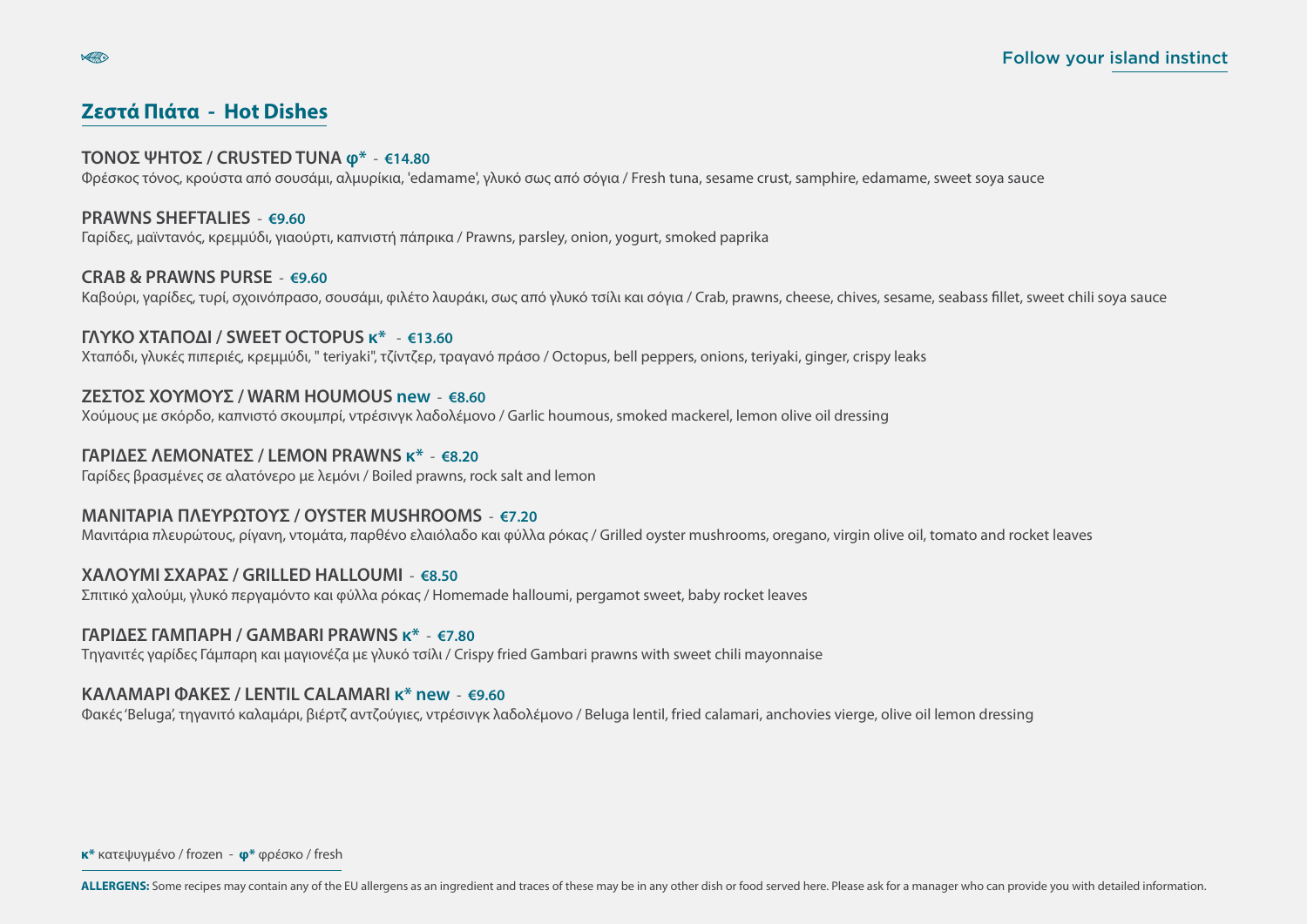## Ζεστά Πιάτα - Hot Dishes

**ΤΟΝΟΣ ΨΗΤΟΣ / CRUSTED TUNA φ\*** - **€14.80**
Φρέσκος τόνος, κρούστα από σουσάμι, αλμυρίκια, 'edamame', γλυκό σως από σόγια / Fresh tuna, sesame crust, samphire, edamame, sweet soya sauce

**PRAWNS SHEFTALIES** - **€9.60**
Γαρίδες, μαϊντανός, κρεμμύδι, γιαούρτι, καπνιστή πάπρικα / Prawns, parsley, onion, yogurt, smoked paprika

**CRAB & PRAWNS PURSE** - **€9.60**
Καβούρι, γαρίδες, τυρί, σχοινόπρασο, σουσάμι, φιλέτο λαυράκι, σως από γλυκό τσίλι και σόγια / Crab, prawns, cheese, chives, sesame, seabass fillet, sweet chili soya sauce

**ΓΛΥΚΟ ΧΤΑΠΟΔΙ / SWEET OCTOPUS κ\*** - **€13.60**
Χταπόδι, γλυκές πιπεριές, κρεμμύδι, " teriyaki", τζίντζερ, τραγανό πράσο / Octopus, bell peppers, onions, teriyaki, ginger, crispy leaks

**ΖΕΣΤΟΣ ΧΟΥΜΟΥΣ / WARM HOUMOUS new** - **€8.60**
Χούμους με σκόρδο, καπνιστό σκουμπρί, ντρέσινγκ λαδολέμονο / Garlic houmous, smoked mackerel, lemon olive oil dressing

**ΓΑΡΙΔΕΣ ΛΕΜΟΝΑΤΕΣ / LEMON PRAWNS κ\*** - **€8.20**
Γαρίδες βρασμένες σε αλατόνερο με λεμόνι / Boiled prawns, rock salt and lemon

**ΜΑΝΙΤΑΡΙΑ ΠΛΕΥΡΩΤΟΥΣ / OYSTER MUSHROOMS** - **€7.20**
Μανιτάρια πλευρώτους, ρίγανη, ντομάτα, παρθένο ελαιόλαδο και φύλλα ρόκας / Grilled oyster mushrooms, oregano, virgin olive oil, tomato and rocket leaves

**ΧΑΛΟΥΜΙ ΣΧΑΡΑΣ / GRILLED HALLOUMI** - **€8.50**
Σπιτικό χαλούμι, γλυκό περγαμόντο και φύλλα ρόκας / Homemade halloumi, pergamot sweet, baby rocket leaves

**ΓΑΡΙΔΕΣ ΓΑΜΠΑΡΗ / GAMBARI PRAWNS κ\*** - **€7.80**
Τηγανιτές γαρίδες Γάμπαρη και μαγιονέζα με γλυκό τσίλι / Crispy fried Gambari prawns with sweet chili mayonnaise

**ΚΑΛΑΜΑΡΙ ΦΑΚΕΣ / LENTIL CALAMARI κ\* new** - **€9.60**
Φακές 'Beluga', τηγανιτό καλαμάρι, βιέρτζ αντζούγιες, ντρέσινγκ λαδολέμονο / Beluga lentil, fried calamari, anchovies vierge, olive oil lemon dressing

**κ\*** κατεψυγμένο / frozen - **φ\*** φρέσκο / fresh

**ALLERGENS:** Some recipes may contain any of the EU allergens as an ingredient and traces of these may be in any other dish or food served here. Please ask for a manager who can provide you with detailed information.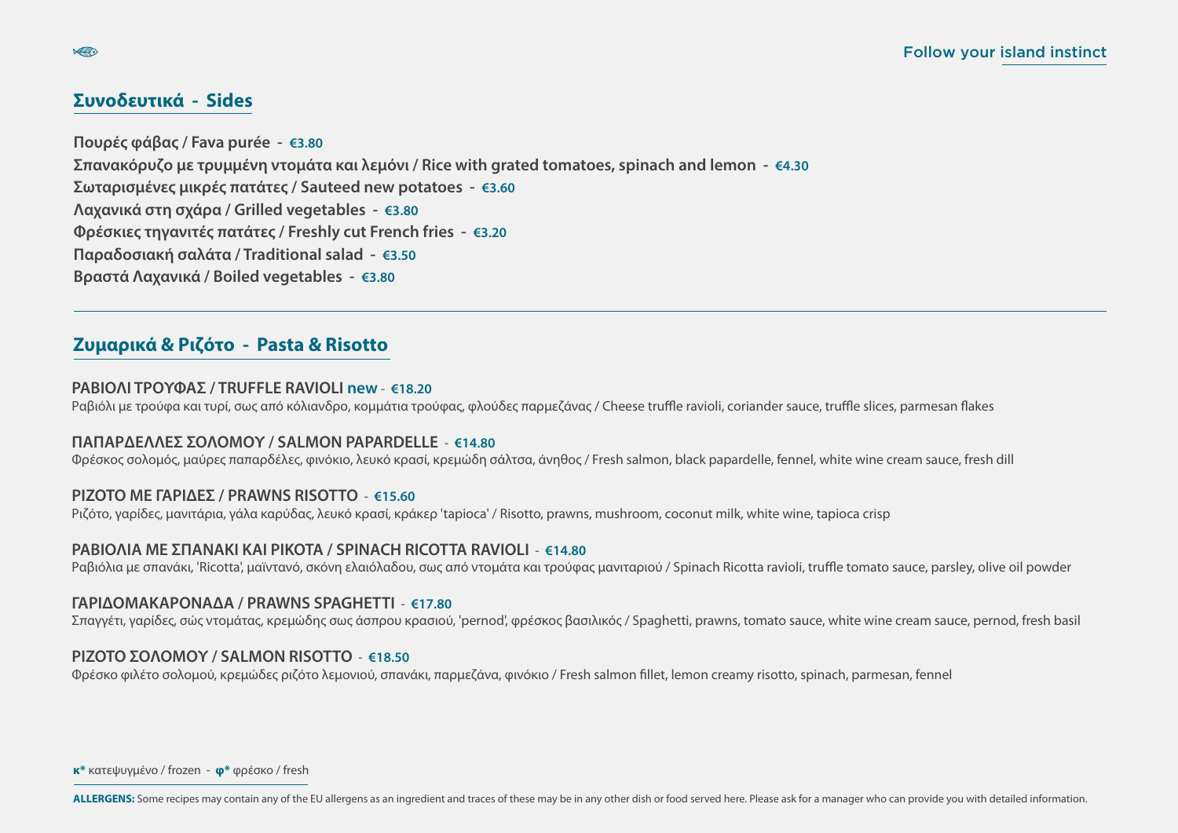## Συνοδευτικά - Sides

**Πουρές φάβας / Fava purée - €3.80**
**Σπανακόρυζο με τρυμμένη ντομάτα και λεμόνι / Rice with grated tomatoes, spinach and lemon - €4.30**
**Σωταρισμένες μικρές πατάτες / Sauteed new potatoes - €3.60**
**Λαχανικά στη σχάρα / Grilled vegetables - €3.80**
**Φρέσκιες τηγανιτές πατάτες / Freshly cut French fries - €3.20**
**Παραδοσιακή σαλάτα / Traditional salad - €3.50**
**Βραστά Λαχανικά / Boiled vegetables - €3.80**

---

## Ζυμαρικά & Ριζότο - Pasta & Risotto

**ΡΑΒΙΟΛΙ ΤΡΟΥΦΑΣ / TRUFFLE RAVIOLI new - €18.20**
Ραβιόλι με τρούφα και τυρί, σως από κόλιανδρο, κομμάτια τρούφας, φλούδες παρμεζάνας / Cheese truffle ravioli, coriander sauce, truffle slices, parmesan flakes

**ΠΑΠΑΡΔΕΛΛΕΣ ΣΟΛΟΜΟΥ / SALMON PAPARDELLE - €14.80**
Φρέσκος σολομός, μαύρες παπαρδέλες, φινόκιο, λευκό κρασί, κρεμώδη σάλτσα, άνηθος / Fresh salmon, black papardelle, fennel, white wine cream sauce, fresh dill

**ΡΙΖΟΤΟ ΜΕ ΓΑΡΙΔΕΣ / PRAWNS RISOTTO - €15.60**
Ριζότο, γαρίδες, μανιτάρια, γάλα καρύδας, λευκό κρασί, κράκερ 'tapioca' / Risotto, prawns, mushroom, coconut milk, white wine, tapioca crisp

**ΡΑΒΙΟΛΙΑ ΜΕ ΣΠΑΝΑΚΙ ΚΑΙ ΡΙΚΟΤΑ / SPINACH RICOTTA RAVIOLI - €14.80**
Ραβιόλια με σπανάκι, 'Ricotta', μαϊντανό, σκόνη ελαιόλαδου, σως από ντομάτα και τρούφας μανιταριού / Spinach Ricotta ravioli, truffle tomato sauce, parsley, olive oil powder

**ΓΑΡΙΔΟΜΑΚΑΡΟΝΑΔΑ / PRAWNS SPAGHETTI - €17.80**
Σπαγγέτι, γαρίδες, σώς ντομάτας, κρεμώδης σως άσπρου κρασιού, 'pernod', φρέσκος βασιλικός / Spaghetti, prawns, tomato sauce, white wine cream sauce, pernod, fresh basil

**ΡΙΖΟΤΟ ΣΟΛΟΜΟΥ / SALMON RISOTTO - €18.50**
Φρέσκο φιλέτο σολομού, κρεμώδες ριζότο λεμονιού, σπανάκι, παρμεζάνα, φινόκιο / Fresh salmon fillet, lemon creamy risotto, spinach, parmesan, fennel

**κ*** κατεψυγμένο / frozen - **φ*** φρέσκο / fresh

**ALLERGENS:** Some recipes may contain any of the EU allergens as an ingredient and traces of these may be in any other dish or food served here. Please ask for a manager who can provide you with detailed information.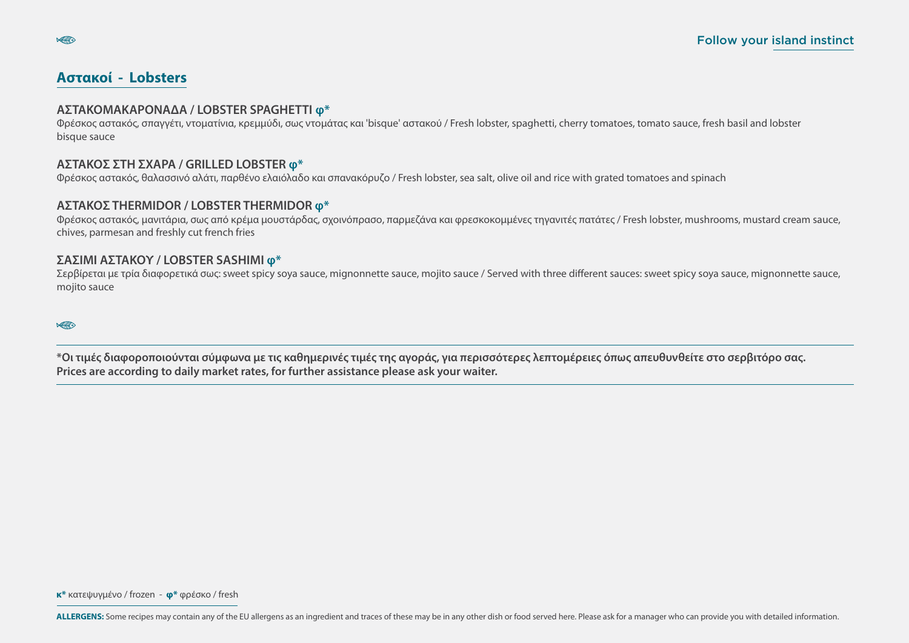## Αστακοί - Lobsters

### ΑΣΤΑΚΟΜΑΚΑΡΟΝΑΔΑ / LOBSTER SPAGHETTI φ*

Φρέσκος αστακός, σπαγγέτι, ντοματίνια, κρεμμύδι, σως ντομάτας και 'bisque' αστακού / Fresh lobster, spaghetti, cherry tomatoes, tomato sauce, fresh basil and lobster bisque sauce

### ΑΣΤΑΚΟΣ ΣΤΗ ΣΧΑΡΑ / GRILLED LOBSTER φ*

Φρέσκος αστακός, θαλασσινό αλάτι, παρθένο ελαιόλαδο και σπανακόρυζο / Fresh lobster, sea salt, olive oil and rice with grated tomatoes and spinach

### ΑΣΤΑΚΟΣ THERMIDOR / LOBSTER THERMIDOR φ*

Φρέσκος αστακός, μανιτάρια, σως από κρέμα μουστάρδας, σχοινόπρασο, παρμεζάνα και φρεσκοκομμένες τηγανιτές πατάτες / Fresh lobster, mushrooms, mustard cream sauce, chives, parmesan and freshly cut french fries

### ΣΑΣΙΜΙ ΑΣΤΑΚΟΥ / LOBSTER SASHIMI φ*

Σερβίρεται με τρία διαφορετικά σως: sweet spicy soya sauce, mignonnette sauce, mojito sauce / Served with three different sauces: sweet spicy soya sauce, mignonnette sauce, mojito sauce

---

**\*Οι τιμές διαφοροποιούνται σύμφωνα με τις καθημερινές τιμές της αγοράς, για περισσότερες λεπτομέρειες όπως απευθυνθείτε στο σερβιτόρο σας.**
**Prices are according to daily market rates, for further assistance please ask your waiter.**

---

**κ*** κατεψυγμένο / frozen - **φ*** φρέσκο / fresh

**ALLERGENS:** Some recipes may contain any of the EU allergens as an ingredient and traces of these may be in any other dish or food served here. Please ask for a manager who can provide you with detailed information.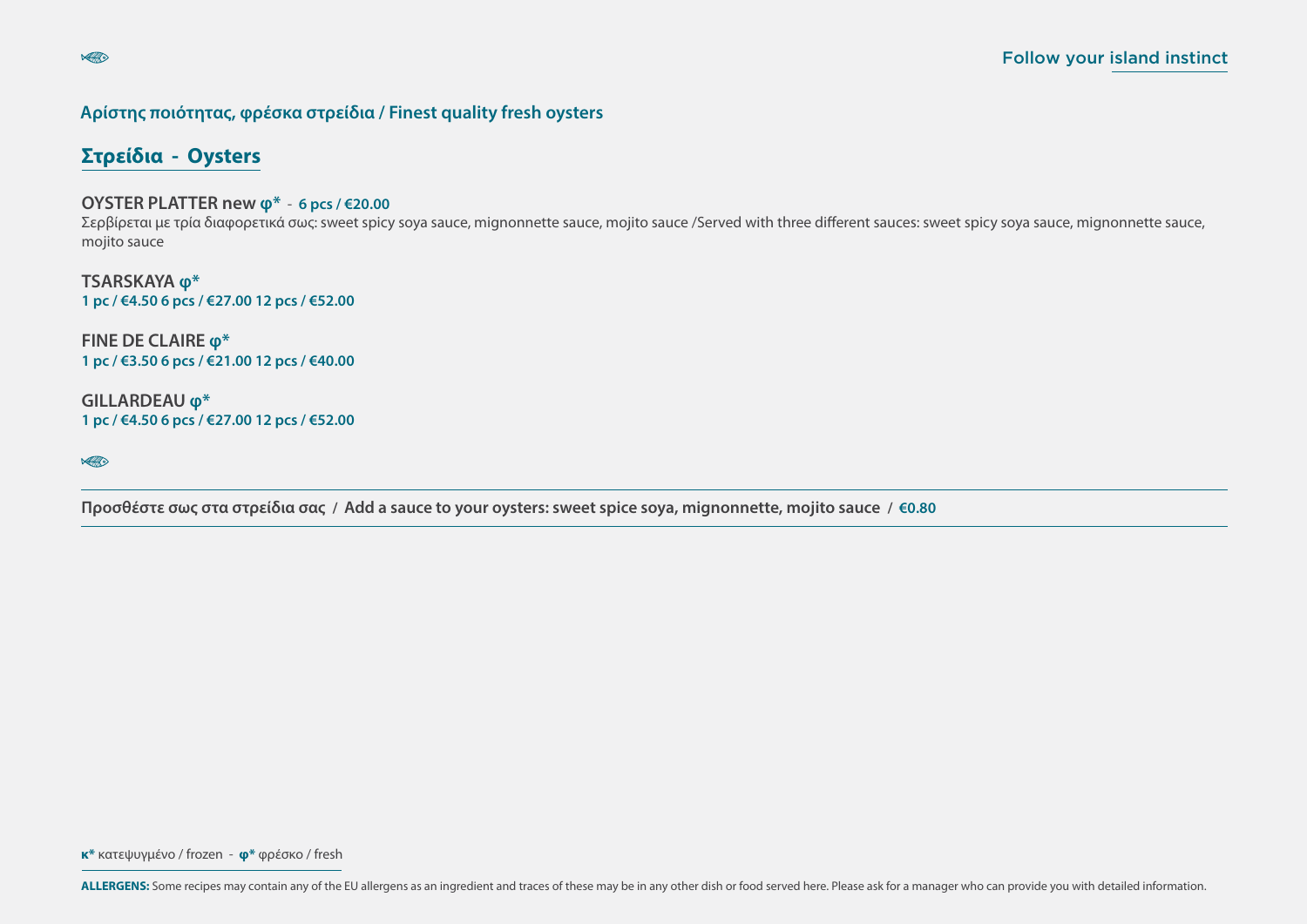Follow your island instinct

**Αρίστης ποιότητας, φρέσκα στρείδια / Finest quality fresh oysters**

## Στρείδια - Oysters

**OYSTER PLATTER new φ*** - **6 pcs / €20.00**
Σερβίρεται με τρία διαφορετικά σως: sweet spicy soya sauce, mignonnette sauce, mojito sauce /Served with three different sauces: sweet spicy soya sauce, mignonnette sauce, mojito sauce

**TSARSKAYA φ***
**1 pc / €4.50 6 pcs / €27.00 12 pcs / €52.00**

**FINE DE CLAIRE φ***
**1 pc / €3.50 6 pcs / €21.00 12 pcs / €40.00**

**GILLARDEAU φ***
**1 pc / €4.50 6 pcs / €27.00 12 pcs / €52.00**

---

**Προσθέστε σως στα στρείδια σας / Add a sauce to your oysters: sweet spice soya, mignonnette, mojito sauce / €0.80**

---

**κ*** κατεψυγμένο / frozen - **φ*** φρέσκο / fresh

**ALLERGENS:** Some recipes may contain any of the EU allergens as an ingredient and traces of these may be in any other dish or food served here. Please ask for a manager who can provide you with detailed information.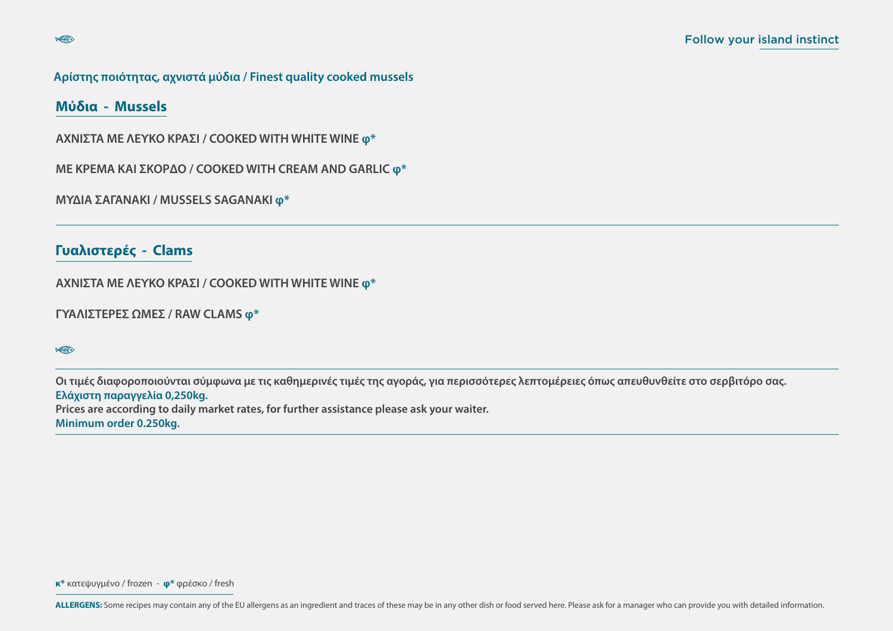**Αρίστης ποιότητας, αχνιστά μύδια / Finest quality cooked mussels**

## Μύδια - Mussels

**ΑΧΝΙΣΤΑ ΜΕ ΛΕΥΚΟ ΚΡΑΣΙ / COOKED WITH WHITE WINE φ***

**ΜΕ ΚΡΕΜΑ ΚΑΙ ΣΚΟΡΔΟ / COOKED WITH CREAM AND GARLIC φ***

**ΜΥΔΙΑ ΣΑΓΑΝΑΚΙ / MUSSELS SAGANAKI φ***

## Γυαλιστερές - Clams

**ΑΧΝΙΣΤΑ ΜΕ ΛΕΥΚΟ ΚΡΑΣΙ / COOKED WITH WHITE WINE φ***

**ΓΥΑΛΙΣΤΕΡΕΣ ΩΜΕΣ / RAW CLAMS φ***

**Οι τιμές διαφοροποιούνται σύμφωνα με τις καθημερινές τιμές της αγοράς, για περισσότερες λεπτομέρειες όπως απευθυνθείτε στο σερβιτόρο σας.**
**Ελάχιστη παραγγελία 0,250kg.**
**Prices are according to daily market rates, for further assistance please ask your waiter.**
**Minimum order 0.250kg.**

**κ*** κατεψυγμένο / frozen - **φ*** φρέσκο / fresh

**ALLERGENS:** Some recipes may contain any of the EU allergens as an ingredient and traces of these may be in any other dish or food served here. Please ask for a manager who can provide you with detailed information.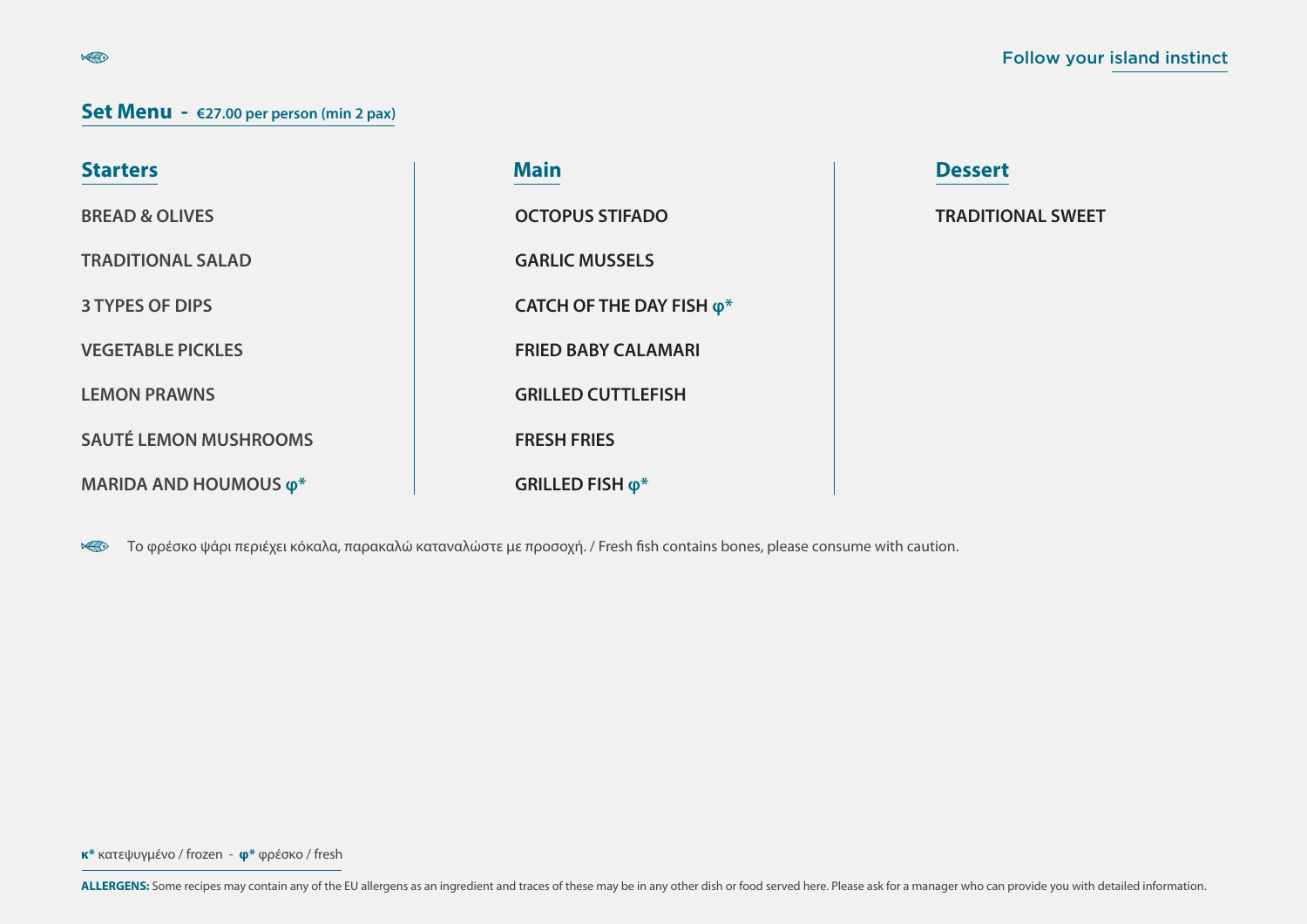Follow your island instinct

## Set Menu - €27.00 per person (min 2 pax)

### Starters

BREAD & OLIVES

TRADITIONAL SALAD

3 TYPES OF DIPS

VEGETABLE PICKLES

LEMON PRAWNS

SAUTÉ LEMON MUSHROOMS

MARIDA AND HOUMOUS φ*

### Main

OCTOPUS STIFADO

GARLIC MUSSELS

CATCH OF THE DAY FISH φ*

FRIED BABY CALAMARI

GRILLED CUTTLEFISH

FRESH FRIES

GRILLED FISH φ*

### Dessert

TRADITIONAL SWEET

Το φρέσκο ψάρι περιέχει κόκαλα, παρακαλώ καταναλώστε με προσοχή. / Fresh fish contains bones, please consume with caution.

κ* κατεψυγμένο / frozen - φ* φρέσκο / fresh

**ALLERGENS:** Some recipes may contain any of the EU allergens as an ingredient and traces of these may be in any other dish or food served here. Please ask for a manager who can provide you with detailed information.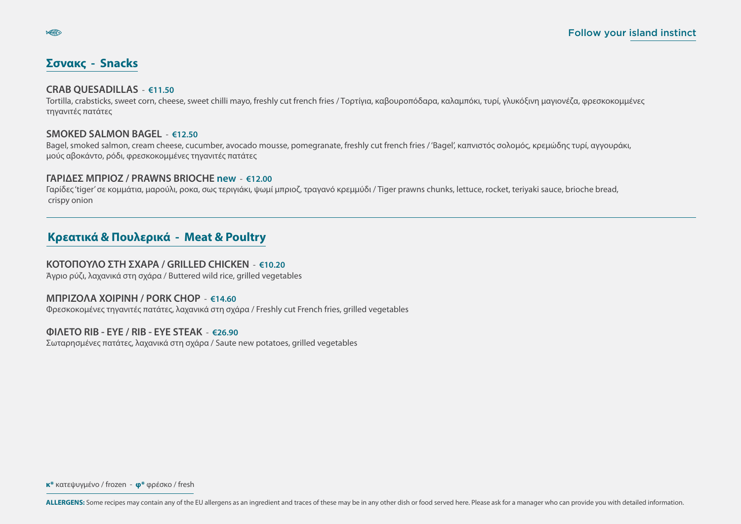## Σνακς - Snacks

**CRAB QUESADILLAS** - **€11.50**
Tortilla, crabsticks, sweet corn, cheese, sweet chilli mayo, freshly cut french fries / Τορτίγια, καβουροπόδαρα, καλαμπόκι, τυρί, γλυκόξινη μαγιονέζα, φρεσκοκομμένες τηγανιτές πατάτες

**SMOKED SALMON BAGEL** - **€12.50**
Bagel, smoked salmon, cream cheese, cucumber, avocado mousse, pomegranate, freshly cut french fries / 'Bagel', καπνιστός σολομός, κρεμώδης τυρί, αγγουράκι, μούς αβοκάντο, ρόδι, φρεσκοκομμένες τηγανιτές πατάτες

**ΓΑΡΙΔΕΣ ΜΠΡΙΟΖ / PRAWNS BRIOCHE** **new** - **€12.00**
Γαρίδες 'tiger' σε κομμάτια, μαρούλι, ροκα, σως τεριγιάκι, ψωμί μπριοζ, τραγανό κρεμμύδι / Tiger prawns chunks, lettuce, rocket, teriyaki sauce, brioche bread, crispy onion

---

## Κρεατικά & Πουλερικά - Meat & Poultry

**ΚΟΤΟΠΟΥΛΟ ΣΤΗ ΣΧΑΡΑ / GRILLED CHICKEN** - **€10.20**
Άγριο ρύζι, λαχανικά στη σχάρα / Buttered wild rice, grilled vegetables

**ΜΠΡΙΖΟΛΑ ΧΟΙΡΙΝΗ / PORK CHOP** - **€14.60**
Φρεσκοκομένες τηγανιτές πατάτες, λαχανικά στη σχάρα / Freshly cut French fries, grilled vegetables

**ΦΙΛΕΤΟ RIB - EYE / RIB - EYE STEAK** - **€26.90**
Σωταρησμένες πατάτες, λαχανικά στη σχάρα / Saute new potatoes, grilled vegetables

**κ*** κατεψυγμένο / frozen - **φ*** φρέσκο / fresh

**ALLERGENS:** Some recipes may contain any of the EU allergens as an ingredient and traces of these may be in any other dish or food served here. Please ask for a manager who can provide you with detailed information.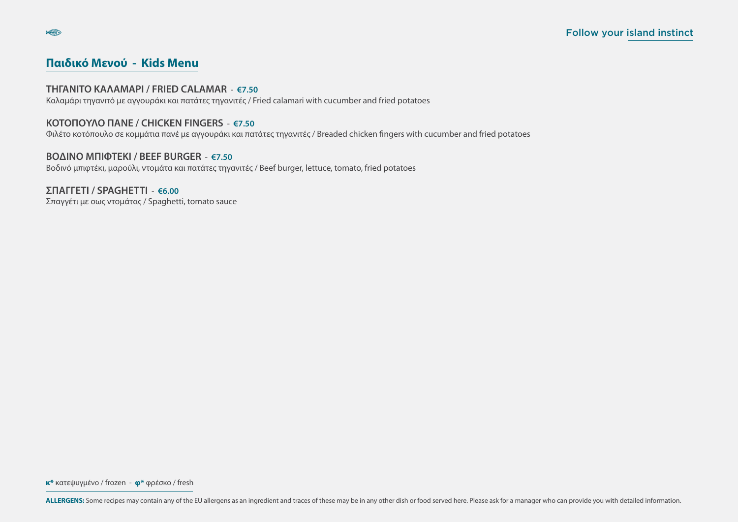## Παιδικό Μενού - Kids Menu

**ΤΗΓΑΝΙΤΟ ΚΑΛΑΜΑΡΙ / FRIED CALAMAR** - **€7.50**
Καλαμάρι τηγανιτό με αγγουράκι και πατάτες τηγανιτές / Fried calamari with cucumber and fried potatoes

**ΚΟΤΟΠΟΥΛΟ ΠΑΝΕ / CHICKEN FINGERS** - **€7.50**
Φιλέτο κοτόπουλο σε κομμάτια πανέ με αγγουράκι και πατάτες τηγανιτές / Breaded chicken fingers with cucumber and fried potatoes

**ΒΟΔΙΝΟ ΜΠΙΦΤΕΚΙ / BEEF BURGER** - **€7.50**
Βοδινό μπιφτέκι, μαρούλι, ντομάτα και πατάτες τηγανιτές / Beef burger, lettuce, tomato, fried potatoes

**ΣΠΑΓΓΕΤΙ / SPAGHETTI** - **€6.00**
Σπαγγέτι με σως ντομάτας / Spaghetti, tomato sauce

**κ*** κατεψυγμένο / frozen - **φ*** φρέσκο / fresh

**ALLERGENS:** Some recipes may contain any of the EU allergens as an ingredient and traces of these may be in any other dish or food served here. Please ask for a manager who can provide you with detailed information.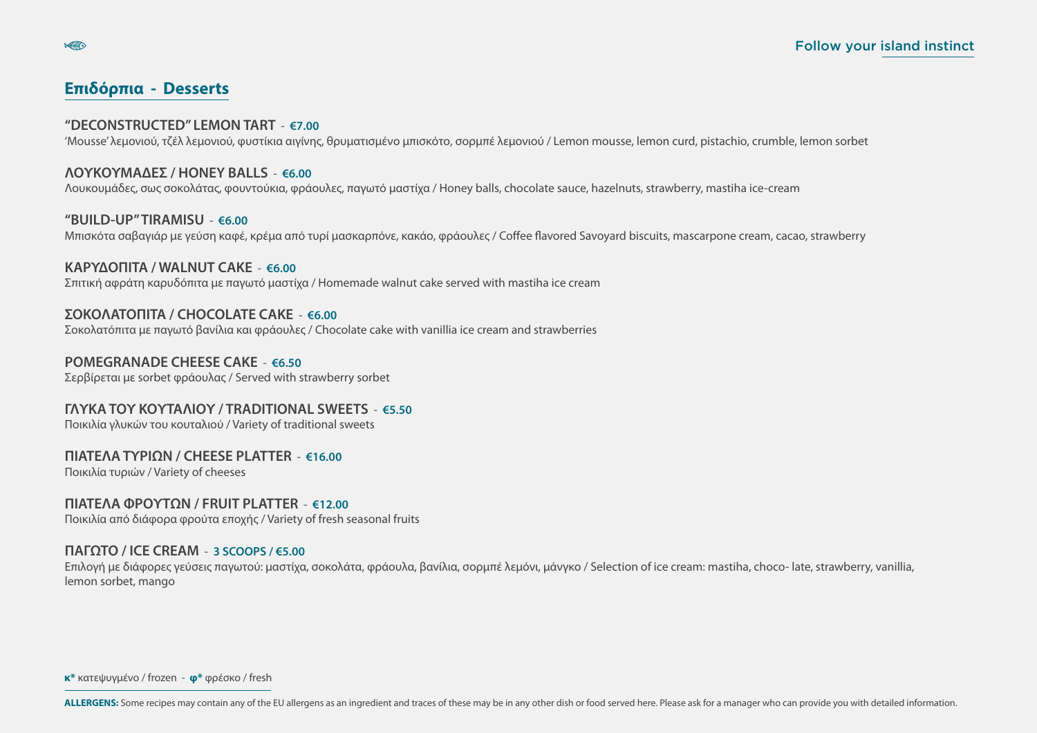## Επιδόρπια - Desserts

**"DECONSTRUCTED" LEMON TART** - **€7.00**
'Mousse' λεμονιού, τζέλ λεμονιού, φυστίκια αιγίνης, θρυματισμένο μπισκότο, σορμπέ λεμονιού / Lemon mousse, lemon curd, pistachio, crumble, lemon sorbet

**ΛΟΥΚΟΥΜΑΔΕΣ / HONEY BALLS** - **€6.00**
Λουκουμάδες, σως σοκολάτας, φουντούκια, φράουλες, παγωτό μαστίχα / Honey balls, chocolate sauce, hazelnuts, strawberry, mastiha ice-cream

**"BUILD-UP" TIRAMISU** - **€6.00**
Μπισκότα σαβαγιάρ με γεύση καφέ, κρέμα από τυρί μασκαρπόνε, κακάο, φράουλες / Coffee flavored Savoyard biscuits, mascarpone cream, cacao, strawberry

**ΚΑΡΥΔΟΠΙΤΑ / WALNUT CAKE** - **€6.00**
Σπιτική αφράτη καρυδόπιτα με παγωτό μαστίχα / Homemade walnut cake served with mastiha ice cream

**ΣΟΚΟΛΑΤΟΠΙΤΑ / CHOCOLATE CAKE** - **€6.00**
Σοκολατόπιτα με παγωτό βανίλια και φράουλες / Chocolate cake with vanillia ice cream and strawberries

**POMEGRANADE CHEESE CAKE** - **€6.50**
Σερβίρεται με sorbet φράουλας / Served with strawberry sorbet

**ΓΛΥΚΑ ΤΟΥ ΚΟΥΤΑΛΙΟΥ / TRADITIONAL SWEETS** - **€5.50**
Ποικιλία γλυκών του κουταλιού / Variety of traditional sweets

**ΠΙΑΤΕΛΑ ΤΥΡΙΩΝ / CHEESE PLATTER** - **€16.00**
Ποικιλία τυριών / Variety of cheeses

**ΠΙΑΤΕΛΑ ΦΡΟΥΤΩΝ / FRUIT PLATTER** - **€12.00**
Ποικιλία από διάφορα φρούτα εποχής / Variety of fresh seasonal fruits

**ΠΑΓΩΤΟ / ICE CREAM** - **3 SCOOPS / €5.00**
Επιλογή με διάφορες γεύσεις παγωτού: μαστίχα, σοκολάτα, φράουλα, βανίλια, σορμπέ λεμόνι, μάνγκο / Selection of ice cream: mastiha, choco- late, strawberry, vanillia, lemon sorbet, mango

**κ*** κατεψυγμένο / frozen - **φ*** φρέσκο / fresh

**ALLERGENS:** Some recipes may contain any of the EU allergens as an ingredient and traces of these may be in any other dish or food served here. Please ask for a manager who can provide you with detailed information.